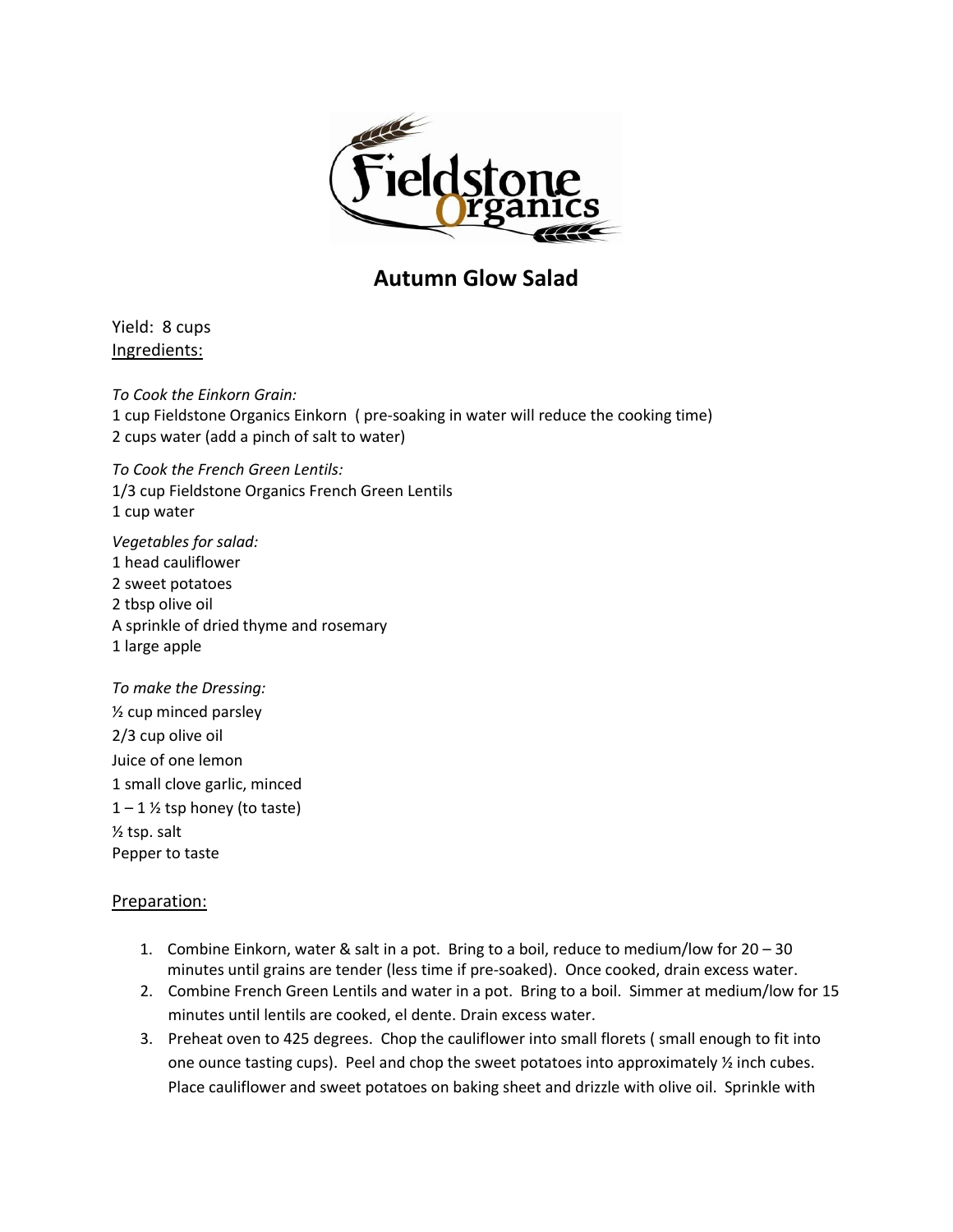# Autumn Glow Salad

Yield: 8 cups

Ingredients:

*To Cook the Einkorn Grain:*
1 cup Fieldstone Organics Einkorn ( pre-soaking in water will reduce the cooking time)
2 cups water (add a pinch of salt to water)

*To Cook the French Green Lentils:*
1/3 cup Fieldstone Organics French Green Lentils
1 cup water

*Vegetables for salad:*
1 head cauliflower
2 sweet potatoes
2 tbsp olive oil
A sprinkle of dried thyme and rosemary
1 large apple

*To make the Dressing:*
½ cup minced parsley
2/3 cup olive oil
Juice of one lemon
1 small clove garlic, minced
1 – 1 ½ tsp honey (to taste)
½ tsp. salt
Pepper to taste

Preparation:

1. Combine Einkorn, water & salt in a pot. Bring to a boil, reduce to medium/low for 20 – 30 minutes until grains are tender (less time if pre-soaked). Once cooked, drain excess water.
2. Combine French Green Lentils and water in a pot. Bring to a boil. Simmer at medium/low for 15 minutes until lentils are cooked, el dente. Drain excess water.
3. Preheat oven to 425 degrees. Chop the cauliflower into small florets ( small enough to fit into one ounce tasting cups). Peel and chop the sweet potatoes into approximately ½ inch cubes. Place cauliflower and sweet potatoes on baking sheet and drizzle with olive oil. Sprinkle with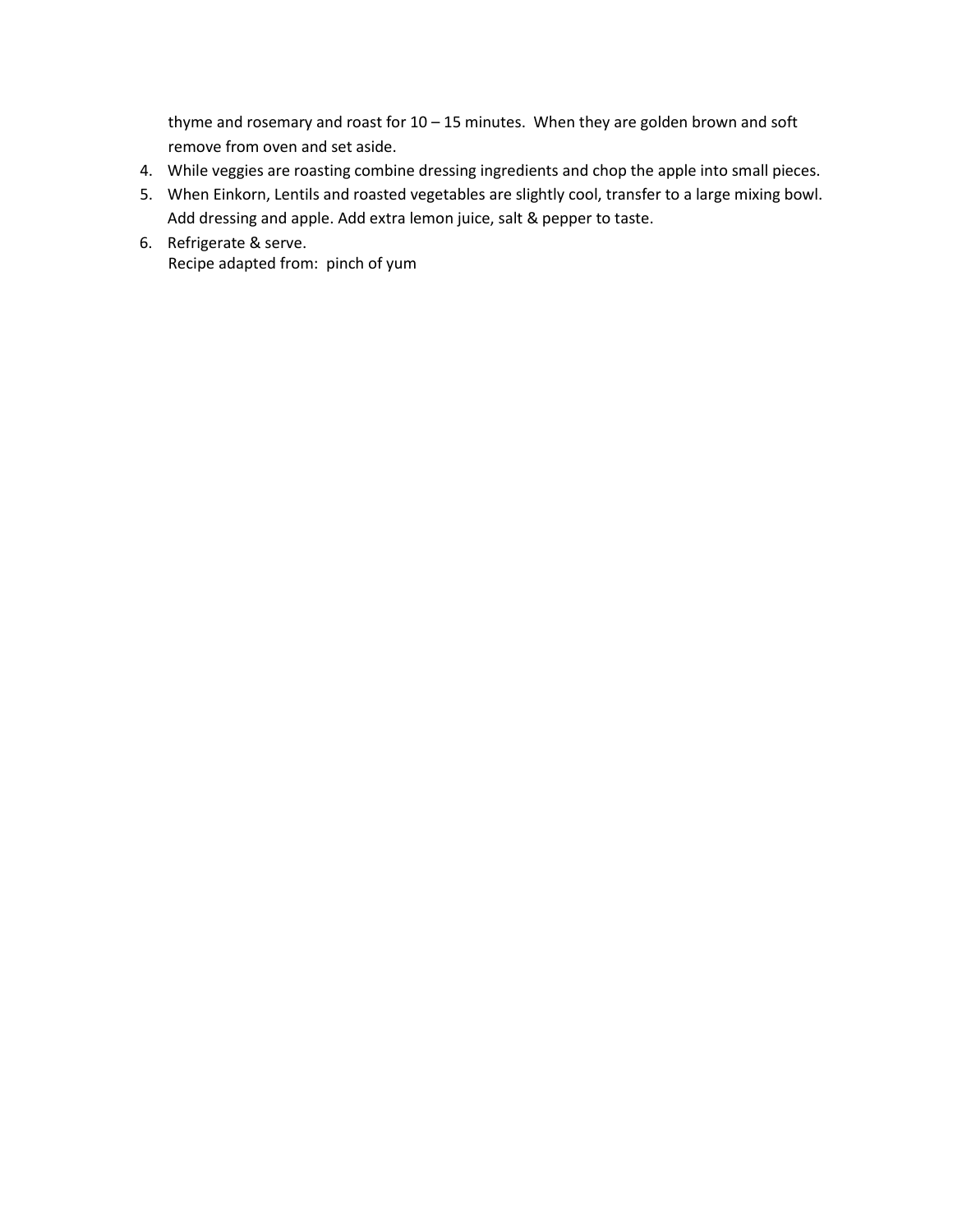thyme and rosemary and roast for 10 – 15 minutes. When they are golden brown and soft remove from oven and set aside.

4. While veggies are roasting combine dressing ingredients and chop the apple into small pieces.
5. When Einkorn, Lentils and roasted vegetables are slightly cool, transfer to a large mixing bowl. Add dressing and apple. Add extra lemon juice, salt & pepper to taste.
6. Refrigerate & serve.
   Recipe adapted from: pinch of yum